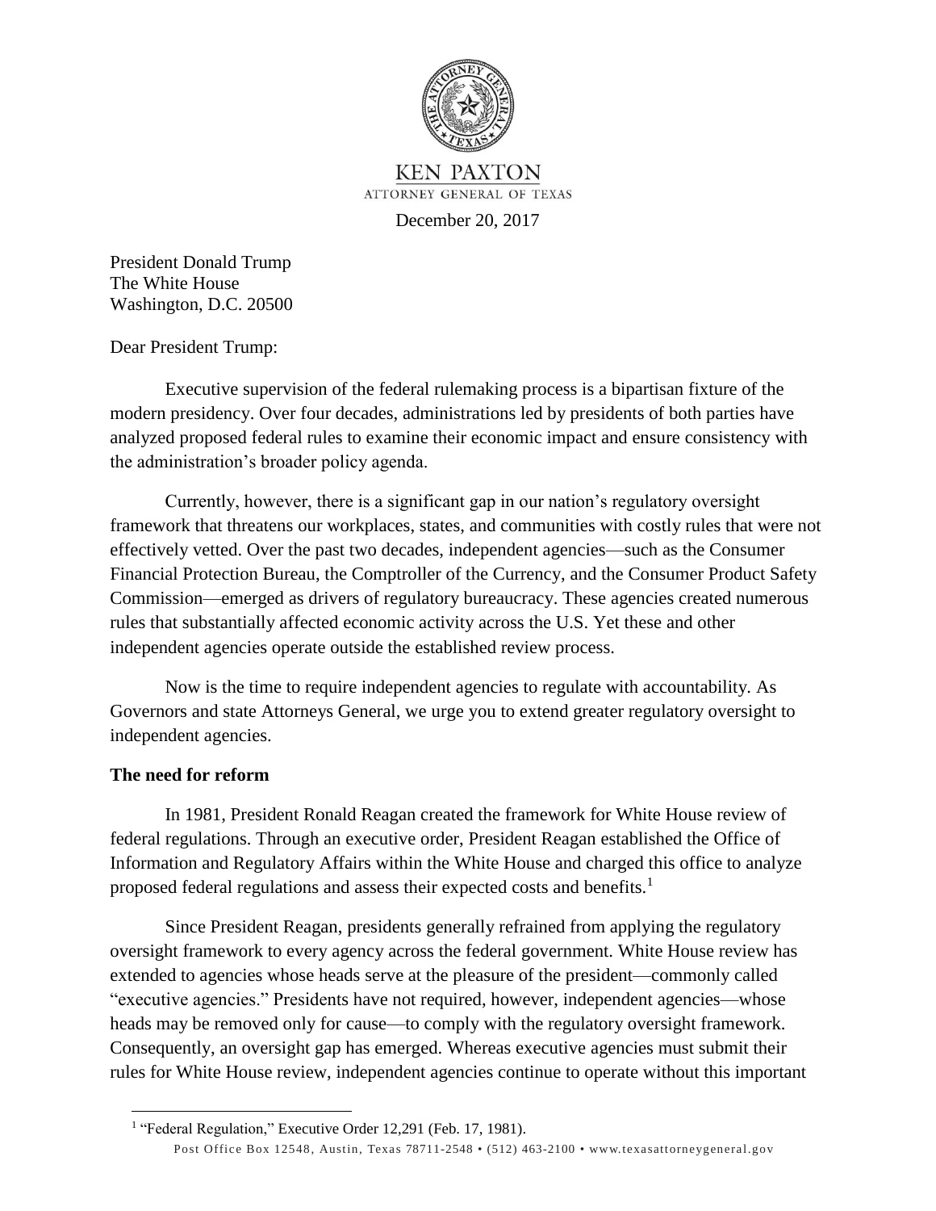KEN PAXTON
ATTORNEY GENERAL OF TEXAS

December 20, 2017

President Donald Trump
The White House
Washington, D.C. 20500

Dear President Trump:

Executive supervision of the federal rulemaking process is a bipartisan fixture of the modern presidency. Over four decades, administrations led by presidents of both parties have analyzed proposed federal rules to examine their economic impact and ensure consistency with the administration's broader policy agenda.

Currently, however, there is a significant gap in our nation's regulatory oversight framework that threatens our workplaces, states, and communities with costly rules that were not effectively vetted. Over the past two decades, independent agencies—such as the Consumer Financial Protection Bureau, the Comptroller of the Currency, and the Consumer Product Safety Commission—emerged as drivers of regulatory bureaucracy. These agencies created numerous rules that substantially affected economic activity across the U.S. Yet these and other independent agencies operate outside the established review process.

Now is the time to require independent agencies to regulate with accountability. As Governors and state Attorneys General, we urge you to extend greater regulatory oversight to independent agencies.

**The need for reform**

In 1981, President Ronald Reagan created the framework for White House review of federal regulations. Through an executive order, President Reagan established the Office of Information and Regulatory Affairs within the White House and charged this office to analyze proposed federal regulations and assess their expected costs and benefits.[1]

Since President Reagan, presidents generally refrained from applying the regulatory oversight framework to every agency across the federal government. White House review has extended to agencies whose heads serve at the pleasure of the president—commonly called "executive agencies." Presidents have not required, however, independent agencies—whose heads may be removed only for cause—to comply with the regulatory oversight framework. Consequently, an oversight gap has emerged. Whereas executive agencies must submit their rules for White House review, independent agencies continue to operate without this important

[1] "Federal Regulation," Executive Order 12,291 (Feb. 17, 1981).

Post Office Box 12548, Austin, Texas 78711-2548 • (512) 463-2100 • www.texasattorneygeneral.gov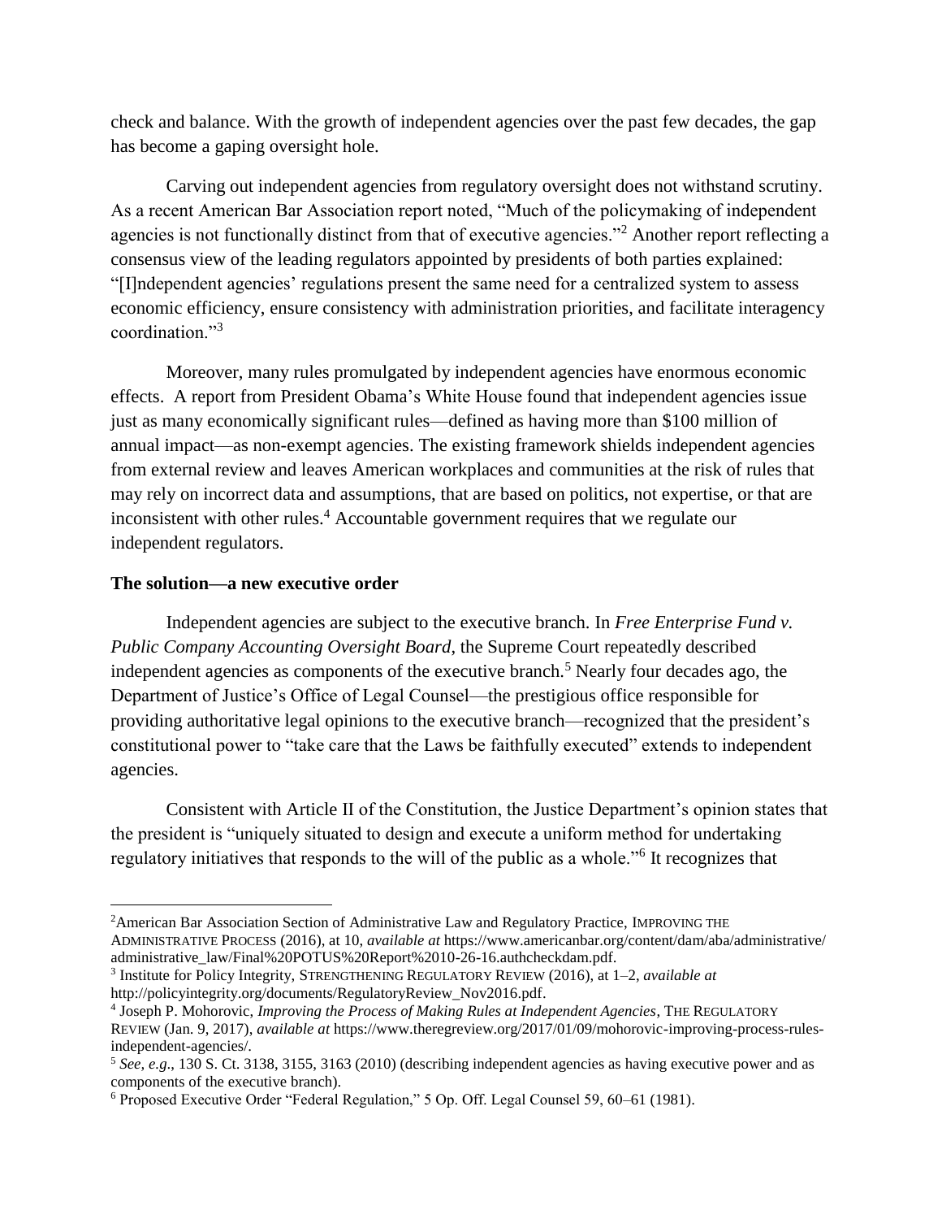check and balance. With the growth of independent agencies over the past few decades, the gap has become a gaping oversight hole.

Carving out independent agencies from regulatory oversight does not withstand scrutiny. As a recent American Bar Association report noted, "Much of the policymaking of independent agencies is not functionally distinct from that of executive agencies."[2] Another report reflecting a consensus view of the leading regulators appointed by presidents of both parties explained: "[I]ndependent agencies' regulations present the same need for a centralized system to assess economic efficiency, ensure consistency with administration priorities, and facilitate interagency coordination."[3]

Moreover, many rules promulgated by independent agencies have enormous economic effects. A report from President Obama's White House found that independent agencies issue just as many economically significant rules—defined as having more than $100 million of annual impact—as non-exempt agencies. The existing framework shields independent agencies from external review and leaves American workplaces and communities at the risk of rules that may rely on incorrect data and assumptions, that are based on politics, not expertise, or that are inconsistent with other rules.[4] Accountable government requires that we regulate our independent regulators.

**The solution—a new executive order**

Independent agencies are subject to the executive branch. In *Free Enterprise Fund v. Public Company Accounting Oversight Board*, the Supreme Court repeatedly described independent agencies as components of the executive branch.[5] Nearly four decades ago, the Department of Justice's Office of Legal Counsel—the prestigious office responsible for providing authoritative legal opinions to the executive branch—recognized that the president's constitutional power to "take care that the Laws be faithfully executed" extends to independent agencies.

Consistent with Article II of the Constitution, the Justice Department's opinion states that the president is "uniquely situated to design and execute a uniform method for undertaking regulatory initiatives that responds to the will of the public as a whole."[6] It recognizes that

---

[2] American Bar Association Section of Administrative Law and Regulatory Practice, IMPROVING THE ADMINISTRATIVE PROCESS (2016), at 10, *available at* https://www.americanbar.org/content/dam/aba/administrative/administrative_law/Final%20POTUS%20Report%2010-26-16.authcheckdam.pdf.

[3] Institute for Policy Integrity, STRENGTHENING REGULATORY REVIEW (2016), at 1–2, *available at* http://policyintegrity.org/documents/RegulatoryReview_Nov2016.pdf.

[4] Joseph P. Mohorovic, *Improving the Process of Making Rules at Independent Agencies*, THE REGULATORY REVIEW (Jan. 9, 2017), *available at* https://www.theregreview.org/2017/01/09/mohorovic-improving-process-rules-independent-agencies/.

[5] *See, e.g*., 130 S. Ct. 3138, 3155, 3163 (2010) (describing independent agencies as having executive power and as components of the executive branch).

[6] Proposed Executive Order "Federal Regulation," 5 Op. Off. Legal Counsel 59, 60–61 (1981).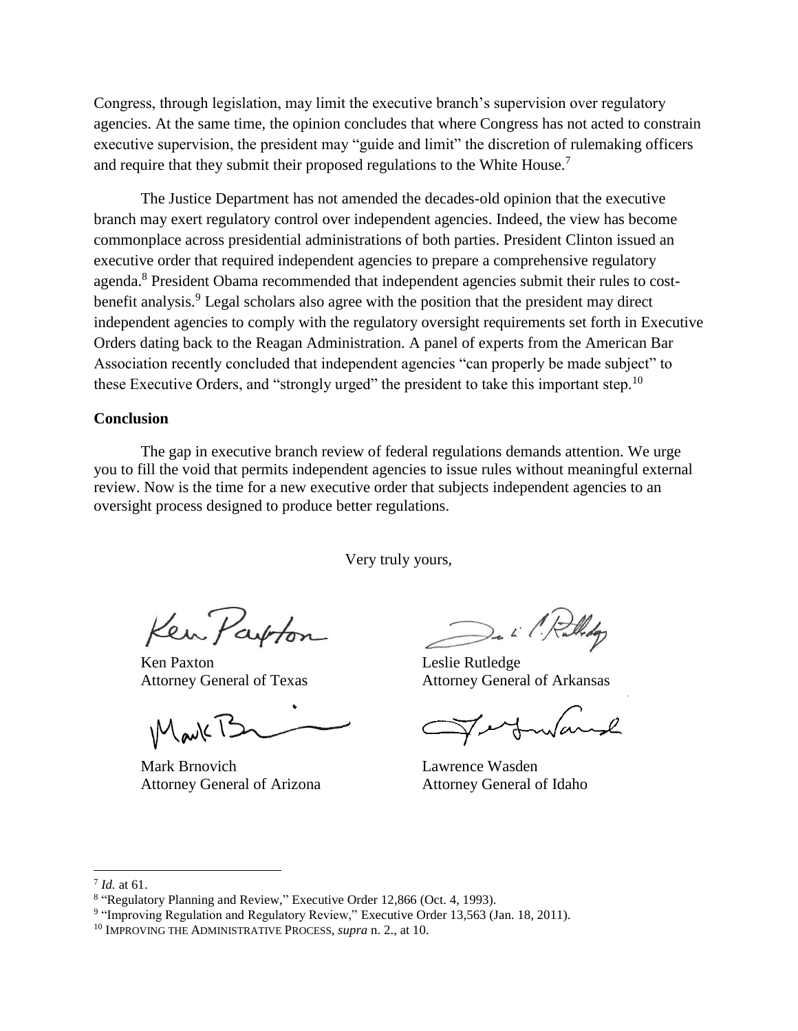Congress, through legislation, may limit the executive branch's supervision over regulatory agencies. At the same time, the opinion concludes that where Congress has not acted to constrain executive supervision, the president may "guide and limit" the discretion of rulemaking officers and require that they submit their proposed regulations to the White House.[7]

The Justice Department has not amended the decades-old opinion that the executive branch may exert regulatory control over independent agencies. Indeed, the view has become commonplace across presidential administrations of both parties. President Clinton issued an executive order that required independent agencies to prepare a comprehensive regulatory agenda.[8] President Obama recommended that independent agencies submit their rules to cost-benefit analysis.[9] Legal scholars also agree with the position that the president may direct independent agencies to comply with the regulatory oversight requirements set forth in Executive Orders dating back to the Reagan Administration. A panel of experts from the American Bar Association recently concluded that independent agencies "can properly be made subject" to these Executive Orders, and "strongly urged" the president to take this important step.[10]

**Conclusion**

The gap in executive branch review of federal regulations demands attention. We urge you to fill the void that permits independent agencies to issue rules without meaningful external review. Now is the time for a new executive order that subjects independent agencies to an oversight process designed to produce better regulations.

Very truly yours,

Ken Paxton
Attorney General of Texas

Leslie Rutledge
Attorney General of Arkansas

Mark Brnovich
Attorney General of Arizona

Lawrence Wasden
Attorney General of Idaho

---

[7] *Id.* at 61.

[8] "Regulatory Planning and Review," Executive Order 12,866 (Oct. 4, 1993).

[9] "Improving Regulation and Regulatory Review," Executive Order 13,563 (Jan. 18, 2011).

[10] IMPROVING THE ADMINISTRATIVE PROCESS, *supra* n. 2., at 10.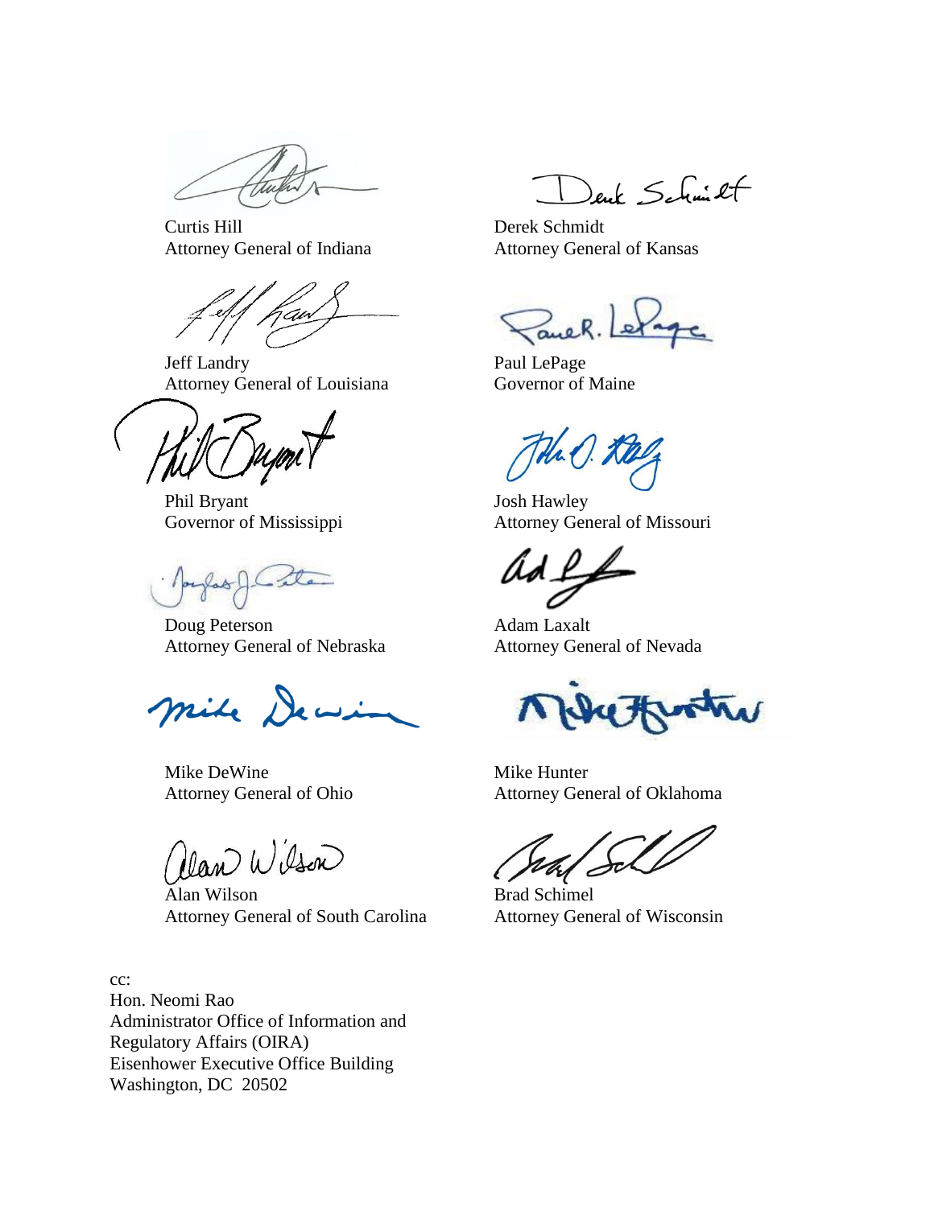Curtis Hill
Attorney General of Indiana

Derek Schmidt
Attorney General of Kansas

Jeff Landry
Attorney General of Louisiana

Paul LePage
Governor of Maine

Phil Bryant
Governor of Mississippi

Josh Hawley
Attorney General of Missouri

Doug Peterson
Attorney General of Nebraska

Adam Laxalt
Attorney General of Nevada

Mike DeWine
Attorney General of Ohio

Mike Hunter
Attorney General of Oklahoma

Alan Wilson
Attorney General of South Carolina

Brad Schimel
Attorney General of Wisconsin

cc:
Hon. Neomi Rao
Administrator Office of Information and
Regulatory Affairs (OIRA)
Eisenhower Executive Office Building
Washington, DC 20502